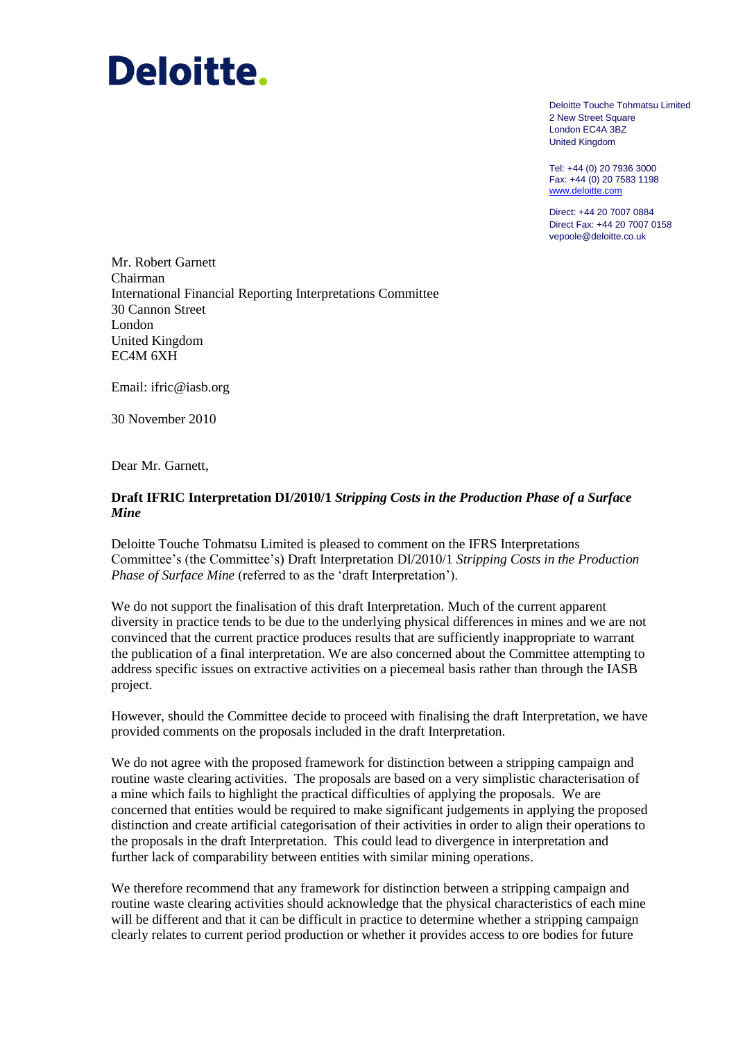# Deloitte.

Deloitte Touche Tohmatsu Limited
2 New Street Square
London EC4A 3BZ
United Kingdom

Tel: +44 (0) 20 7936 3000
Fax: +44 (0) 20 7583 1198
www.deloitte.com

Direct: +44 20 7007 0884
Direct Fax: +44 20 7007 0158
vepoole@deloitte.co.uk

Mr. Robert Garnett
Chairman
International Financial Reporting Interpretations Committee
30 Cannon Street
London
United Kingdom
EC4M 6XH

Email: ifric@iasb.org

30 November 2010

Dear Mr. Garnett,

**Draft IFRIC Interpretation DI/2010/1 *Stripping Costs in the Production Phase of a Surface Mine***

Deloitte Touche Tohmatsu Limited is pleased to comment on the IFRS Interpretations Committee's (the Committee's) Draft Interpretation DI/2010/1 *Stripping Costs in the Production Phase of Surface Mine* (referred to as the 'draft Interpretation').

We do not support the finalisation of this draft Interpretation. Much of the current apparent diversity in practice tends to be due to the underlying physical differences in mines and we are not convinced that the current practice produces results that are sufficiently inappropriate to warrant the publication of a final interpretation. We are also concerned about the Committee attempting to address specific issues on extractive activities on a piecemeal basis rather than through the IASB project.

However, should the Committee decide to proceed with finalising the draft Interpretation, we have provided comments on the proposals included in the draft Interpretation.

We do not agree with the proposed framework for distinction between a stripping campaign and routine waste clearing activities. The proposals are based on a very simplistic characterisation of a mine which fails to highlight the practical difficulties of applying the proposals. We are concerned that entities would be required to make significant judgements in applying the proposed distinction and create artificial categorisation of their activities in order to align their operations to the proposals in the draft Interpretation. This could lead to divergence in interpretation and further lack of comparability between entities with similar mining operations.

We therefore recommend that any framework for distinction between a stripping campaign and routine waste clearing activities should acknowledge that the physical characteristics of each mine will be different and that it can be difficult in practice to determine whether a stripping campaign clearly relates to current period production or whether it provides access to ore bodies for future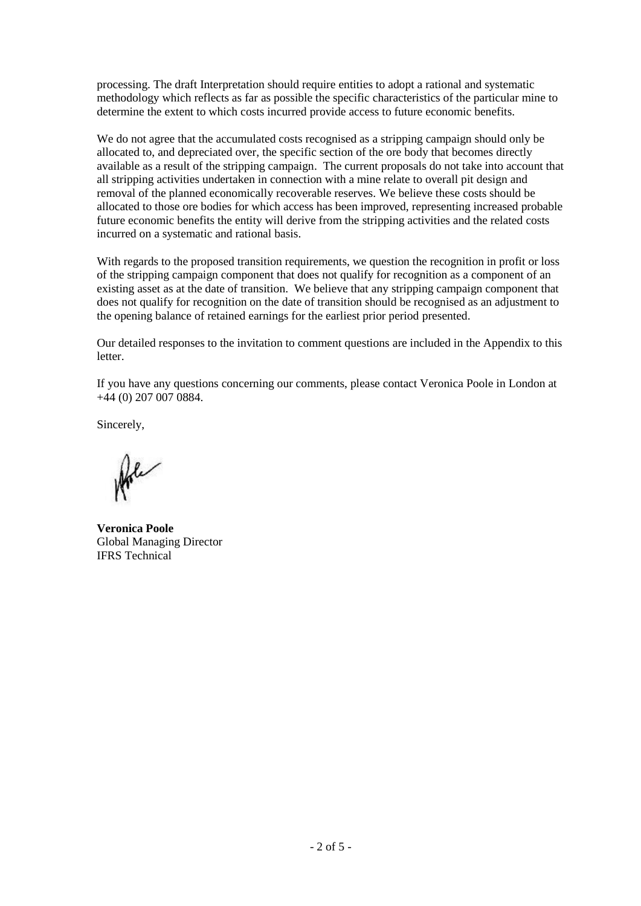processing. The draft Interpretation should require entities to adopt a rational and systematic methodology which reflects as far as possible the specific characteristics of the particular mine to determine the extent to which costs incurred provide access to future economic benefits.

We do not agree that the accumulated costs recognised as a stripping campaign should only be allocated to, and depreciated over, the specific section of the ore body that becomes directly available as a result of the stripping campaign. The current proposals do not take into account that all stripping activities undertaken in connection with a mine relate to overall pit design and removal of the planned economically recoverable reserves. We believe these costs should be allocated to those ore bodies for which access has been improved, representing increased probable future economic benefits the entity will derive from the stripping activities and the related costs incurred on a systematic and rational basis.

With regards to the proposed transition requirements, we question the recognition in profit or loss of the stripping campaign component that does not qualify for recognition as a component of an existing asset as at the date of transition. We believe that any stripping campaign component that does not qualify for recognition on the date of transition should be recognised as an adjustment to the opening balance of retained earnings for the earliest prior period presented.

Our detailed responses to the invitation to comment questions are included in the Appendix to this letter.

If you have any questions concerning our comments, please contact Veronica Poole in London at +44 (0) 207 007 0884.

Sincerely,

**Veronica Poole**
Global Managing Director
IFRS Technical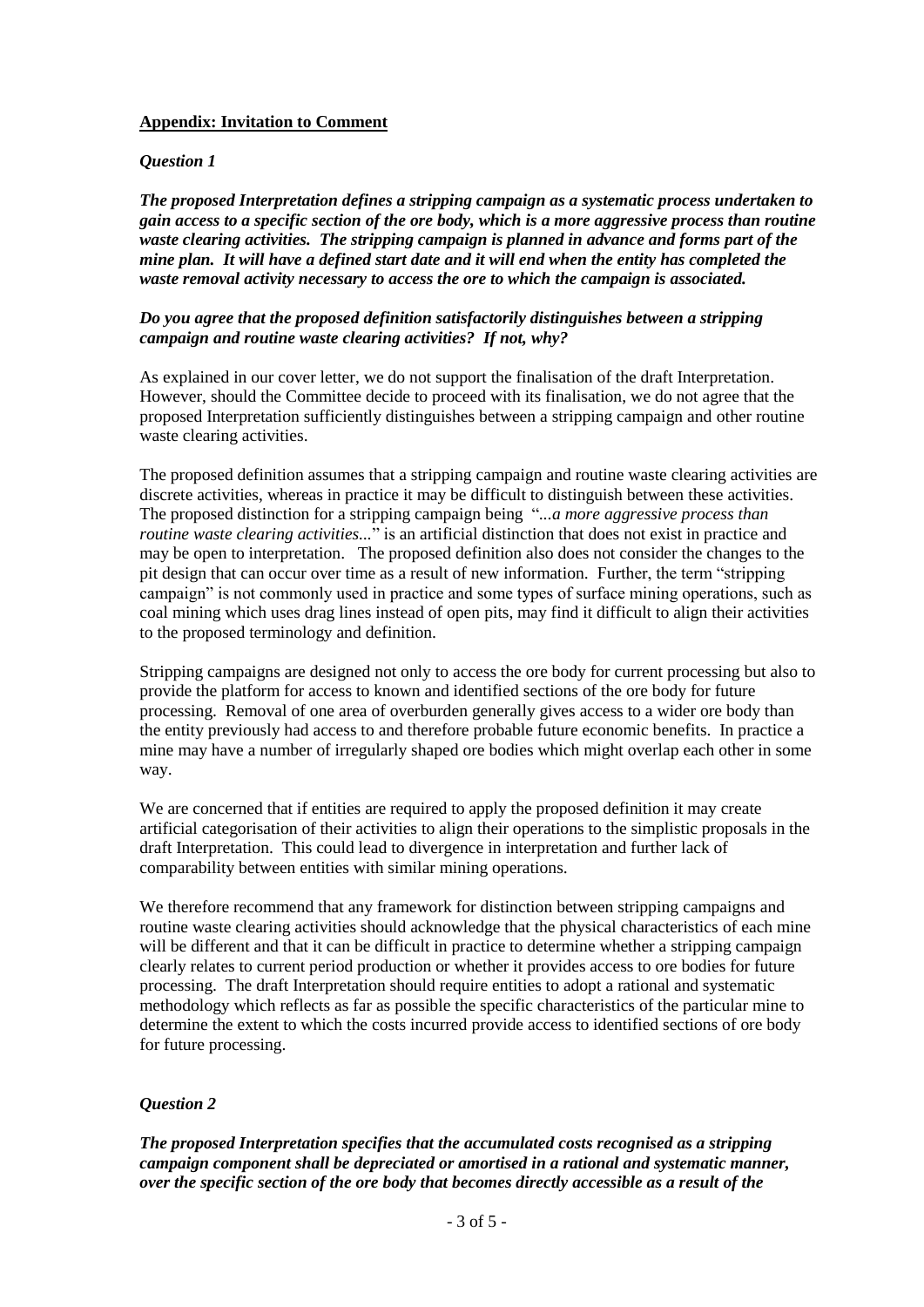**Appendix: Invitation to Comment**

***Question 1***

***The proposed Interpretation defines a stripping campaign as a systematic process undertaken to gain access to a specific section of the ore body, which is a more aggressive process than routine waste clearing activities. The stripping campaign is planned in advance and forms part of the mine plan. It will have a defined start date and it will end when the entity has completed the waste removal activity necessary to access the ore to which the campaign is associated.***

***Do you agree that the proposed definition satisfactorily distinguishes between a stripping campaign and routine waste clearing activities? If not, why?***

As explained in our cover letter, we do not support the finalisation of the draft Interpretation. However, should the Committee decide to proceed with its finalisation, we do not agree that the proposed Interpretation sufficiently distinguishes between a stripping campaign and other routine waste clearing activities.

The proposed definition assumes that a stripping campaign and routine waste clearing activities are discrete activities, whereas in practice it may be difficult to distinguish between these activities. The proposed distinction for a stripping campaign being "*...a more aggressive process than routine waste clearing activities...*" is an artificial distinction that does not exist in practice and may be open to interpretation. The proposed definition also does not consider the changes to the pit design that can occur over time as a result of new information. Further, the term "stripping campaign" is not commonly used in practice and some types of surface mining operations, such as coal mining which uses drag lines instead of open pits, may find it difficult to align their activities to the proposed terminology and definition.

Stripping campaigns are designed not only to access the ore body for current processing but also to provide the platform for access to known and identified sections of the ore body for future processing. Removal of one area of overburden generally gives access to a wider ore body than the entity previously had access to and therefore probable future economic benefits. In practice a mine may have a number of irregularly shaped ore bodies which might overlap each other in some way.

We are concerned that if entities are required to apply the proposed definition it may create artificial categorisation of their activities to align their operations to the simplistic proposals in the draft Interpretation. This could lead to divergence in interpretation and further lack of comparability between entities with similar mining operations.

We therefore recommend that any framework for distinction between stripping campaigns and routine waste clearing activities should acknowledge that the physical characteristics of each mine will be different and that it can be difficult in practice to determine whether a stripping campaign clearly relates to current period production or whether it provides access to ore bodies for future processing. The draft Interpretation should require entities to adopt a rational and systematic methodology which reflects as far as possible the specific characteristics of the particular mine to determine the extent to which the costs incurred provide access to identified sections of ore body for future processing.

***Question 2***

***The proposed Interpretation specifies that the accumulated costs recognised as a stripping campaign component shall be depreciated or amortised in a rational and systematic manner, over the specific section of the ore body that becomes directly accessible as a result of the***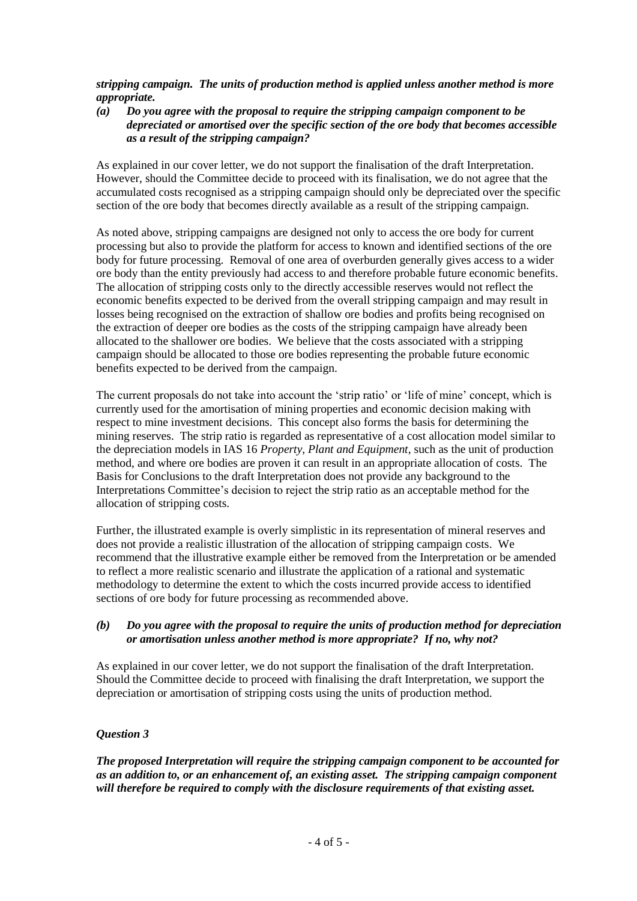***stripping campaign. The units of production method is applied unless another method is more appropriate.***

***(a) Do you agree with the proposal to require the stripping campaign component to be depreciated or amortised over the specific section of the ore body that becomes accessible as a result of the stripping campaign?***

As explained in our cover letter, we do not support the finalisation of the draft Interpretation. However, should the Committee decide to proceed with its finalisation, we do not agree that the accumulated costs recognised as a stripping campaign should only be depreciated over the specific section of the ore body that becomes directly available as a result of the stripping campaign.

As noted above, stripping campaigns are designed not only to access the ore body for current processing but also to provide the platform for access to known and identified sections of the ore body for future processing. Removal of one area of overburden generally gives access to a wider ore body than the entity previously had access to and therefore probable future economic benefits. The allocation of stripping costs only to the directly accessible reserves would not reflect the economic benefits expected to be derived from the overall stripping campaign and may result in losses being recognised on the extraction of shallow ore bodies and profits being recognised on the extraction of deeper ore bodies as the costs of the stripping campaign have already been allocated to the shallower ore bodies. We believe that the costs associated with a stripping campaign should be allocated to those ore bodies representing the probable future economic benefits expected to be derived from the campaign.

The current proposals do not take into account the 'strip ratio' or 'life of mine' concept, which is currently used for the amortisation of mining properties and economic decision making with respect to mine investment decisions. This concept also forms the basis for determining the mining reserves. The strip ratio is regarded as representative of a cost allocation model similar to the depreciation models in IAS 16 *Property, Plant and Equipment*, such as the unit of production method, and where ore bodies are proven it can result in an appropriate allocation of costs. The Basis for Conclusions to the draft Interpretation does not provide any background to the Interpretations Committee's decision to reject the strip ratio as an acceptable method for the allocation of stripping costs.

Further, the illustrated example is overly simplistic in its representation of mineral reserves and does not provide a realistic illustration of the allocation of stripping campaign costs. We recommend that the illustrative example either be removed from the Interpretation or be amended to reflect a more realistic scenario and illustrate the application of a rational and systematic methodology to determine the extent to which the costs incurred provide access to identified sections of ore body for future processing as recommended above.

***(b) Do you agree with the proposal to require the units of production method for depreciation or amortisation unless another method is more appropriate? If no, why not?***

As explained in our cover letter, we do not support the finalisation of the draft Interpretation. Should the Committee decide to proceed with finalising the draft Interpretation, we support the depreciation or amortisation of stripping costs using the units of production method.

### *Question 3*

***The proposed Interpretation will require the stripping campaign component to be accounted for as an addition to, or an enhancement of, an existing asset. The stripping campaign component will therefore be required to comply with the disclosure requirements of that existing asset.***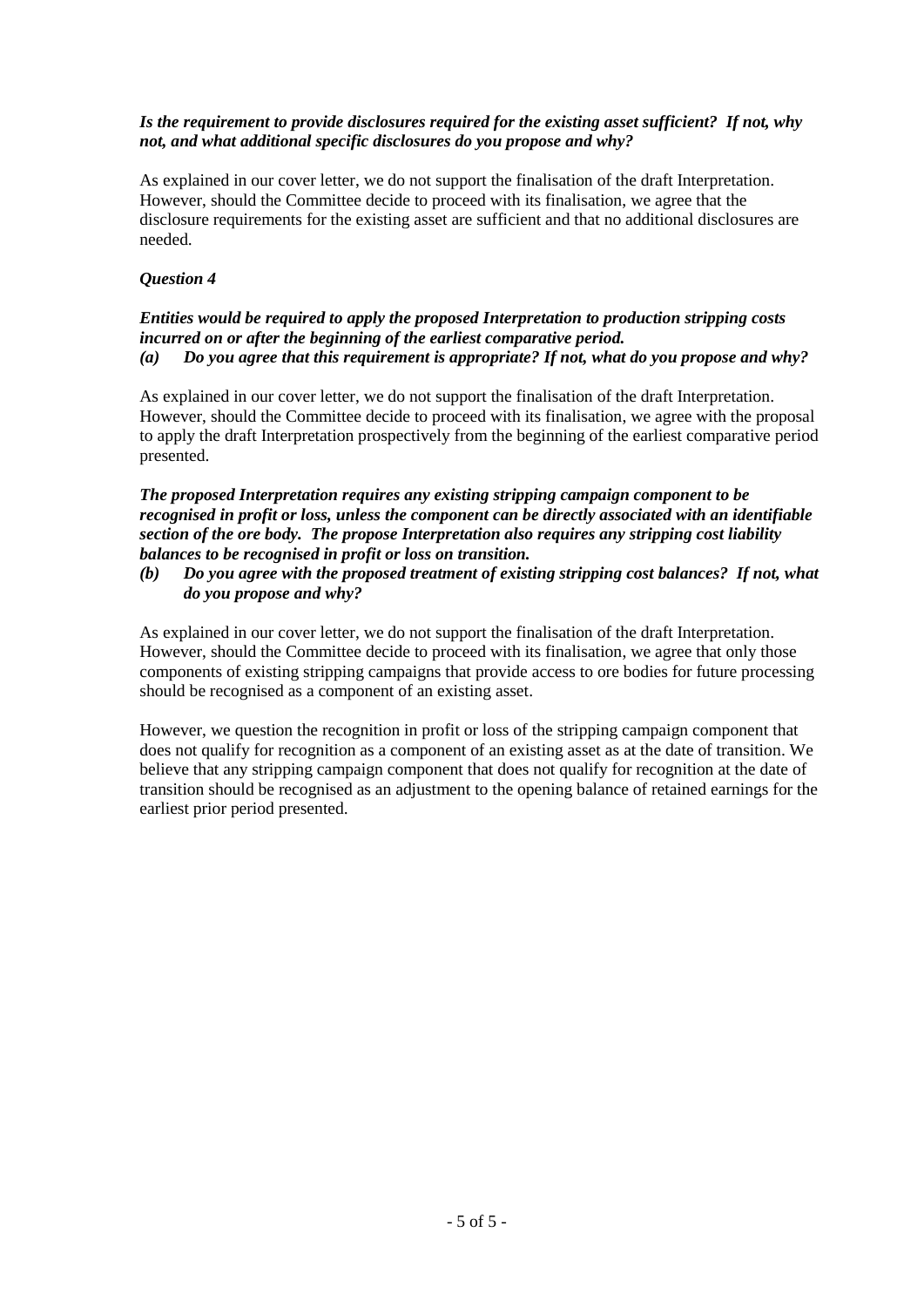***Is the requirement to provide disclosures required for the existing asset sufficient? If not, why not, and what additional specific disclosures do you propose and why?***

As explained in our cover letter, we do not support the finalisation of the draft Interpretation. However, should the Committee decide to proceed with its finalisation, we agree that the disclosure requirements for the existing asset are sufficient and that no additional disclosures are needed.

***Question 4***

***Entities would be required to apply the proposed Interpretation to production stripping costs incurred on or after the beginning of the earliest comparative period.***

***(a) Do you agree that this requirement is appropriate? If not, what do you propose and why?***

As explained in our cover letter, we do not support the finalisation of the draft Interpretation. However, should the Committee decide to proceed with its finalisation, we agree with the proposal to apply the draft Interpretation prospectively from the beginning of the earliest comparative period presented.

***The proposed Interpretation requires any existing stripping campaign component to be recognised in profit or loss, unless the component can be directly associated with an identifiable section of the ore body. The propose Interpretation also requires any stripping cost liability balances to be recognised in profit or loss on transition.***

***(b) Do you agree with the proposed treatment of existing stripping cost balances? If not, what do you propose and why?***

As explained in our cover letter, we do not support the finalisation of the draft Interpretation. However, should the Committee decide to proceed with its finalisation, we agree that only those components of existing stripping campaigns that provide access to ore bodies for future processing should be recognised as a component of an existing asset.

However, we question the recognition in profit or loss of the stripping campaign component that does not qualify for recognition as a component of an existing asset as at the date of transition. We believe that any stripping campaign component that does not qualify for recognition at the date of transition should be recognised as an adjustment to the opening balance of retained earnings for the earliest prior period presented.